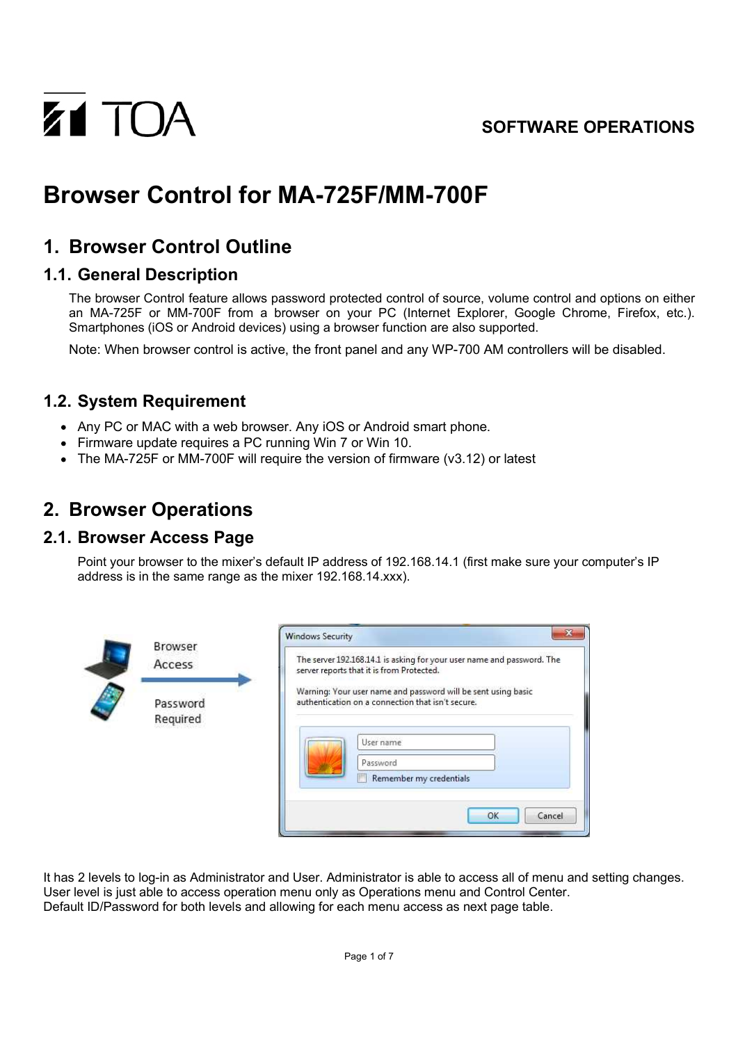SOFTWARE OPERATIONS

# Browser Control for MA-725F/MM-700F

## 1. Browser Control Outline

### 1.1. General Description

The browser Control feature allows password protected control of source, volume control and options on either an MA-725F or MM-700F from a browser on your PC (Internet Explorer, Google Chrome, Firefox, etc.). Smartphones (iOS or Android devices) using a browser function are also supported.

Note: When browser control is active, the front panel and any WP-700 AM controllers will be disabled.

### 1.2. System Requirement

- Any PC or MAC with a web browser. Any iOS or Android smart phone.
- Firmware update requires a PC running Win 7 or Win 10.
- The MA-725F or MM-700F will require the version of firmware (v3.12) or latest

## 2. Browser Operations

### 2.1. Browser Access Page

Point your browser to the mixer's default IP address of 192.168.14.1 (first make sure your computer's IP address is in the same range as the mixer 192.168.14.xxx).

It has 2 levels to log-in as Administrator and User. Administrator is able to access all of menu and setting changes. User level is just able to access operation menu only as Operations menu and Control Center.
Default ID/Password for both levels and allowing for each menu access as next page table.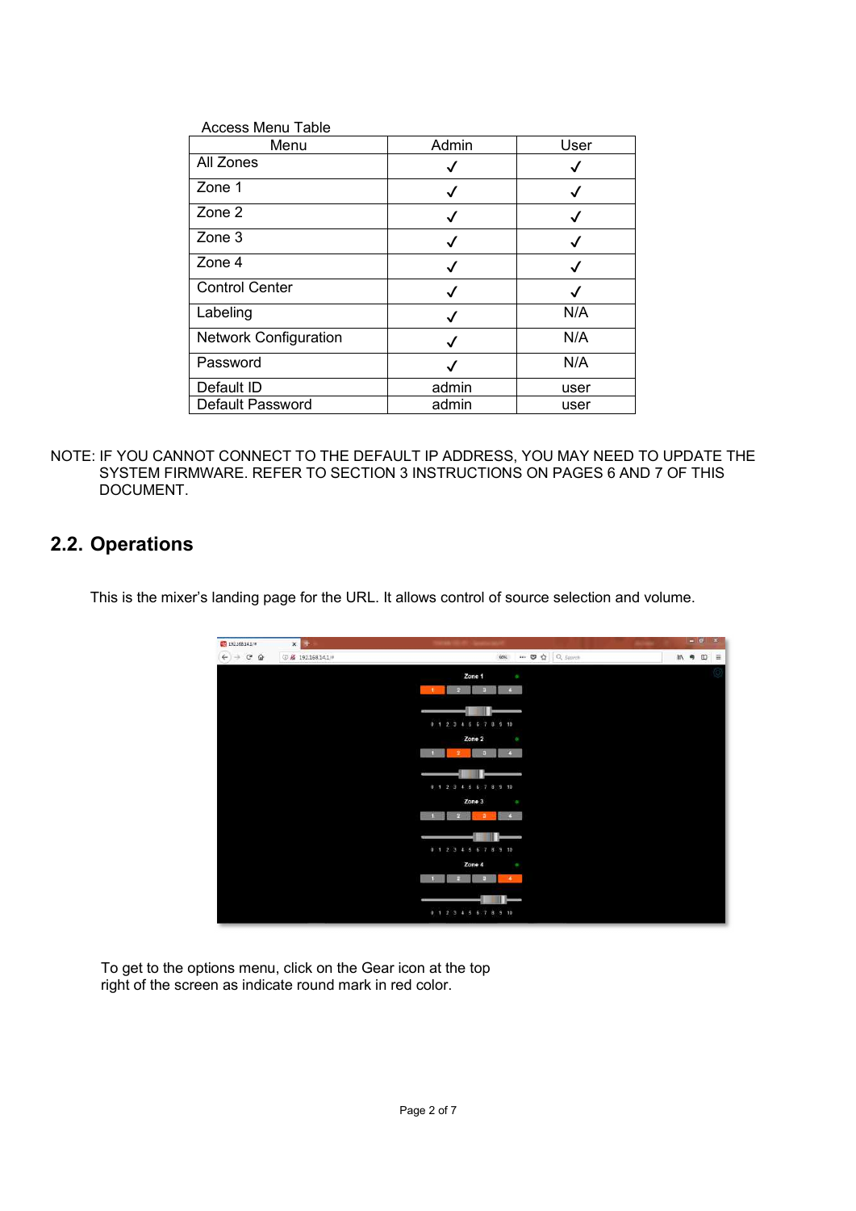Access Menu Table

| Menu | Admin | User |
|---|---|---|
| All Zones | ✓ | ✓ |
| Zone 1 | ✓ | ✓ |
| Zone 2 | ✓ | ✓ |
| Zone 3 | ✓ | ✓ |
| Zone 4 | ✓ | ✓ |
| Control Center | ✓ | ✓ |
| Labeling | ✓ | N/A |
| Network Configuration | ✓ | N/A |
| Password | ✓ | N/A |
| Default ID | admin | user |
| Default Password | admin | user |

NOTE: IF YOU CANNOT CONNECT TO THE DEFAULT IP ADDRESS, YOU MAY NEED TO UPDATE THE SYSTEM FIRMWARE. REFER TO SECTION 3 INSTRUCTIONS ON PAGES 6 AND 7 OF THIS DOCUMENT.

## 2.2. Operations

This is the mixer's landing page for the URL. It allows control of source selection and volume.

To get to the options menu, click on the Gear icon at the top right of the screen as indicate round mark in red color.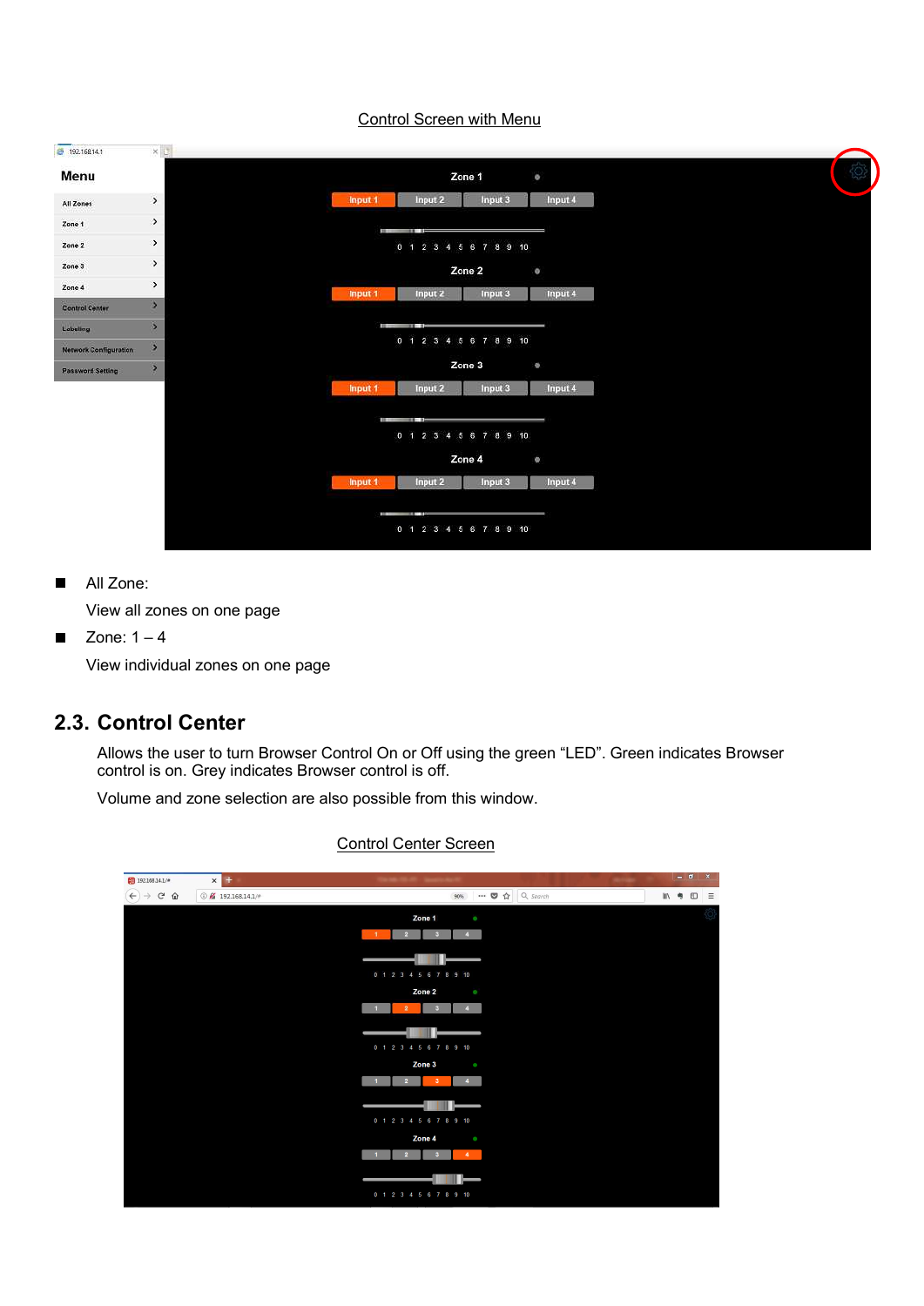Control Screen with Menu

- All Zone:

  View all zones on one page

- Zone: 1 – 4

  View individual zones on one page

## 2.3. Control Center

Allows the user to turn Browser Control On or Off using the green “LED”. Green indicates Browser control is on. Grey indicates Browser control is off.

Volume and zone selection are also possible from this window.

Control Center Screen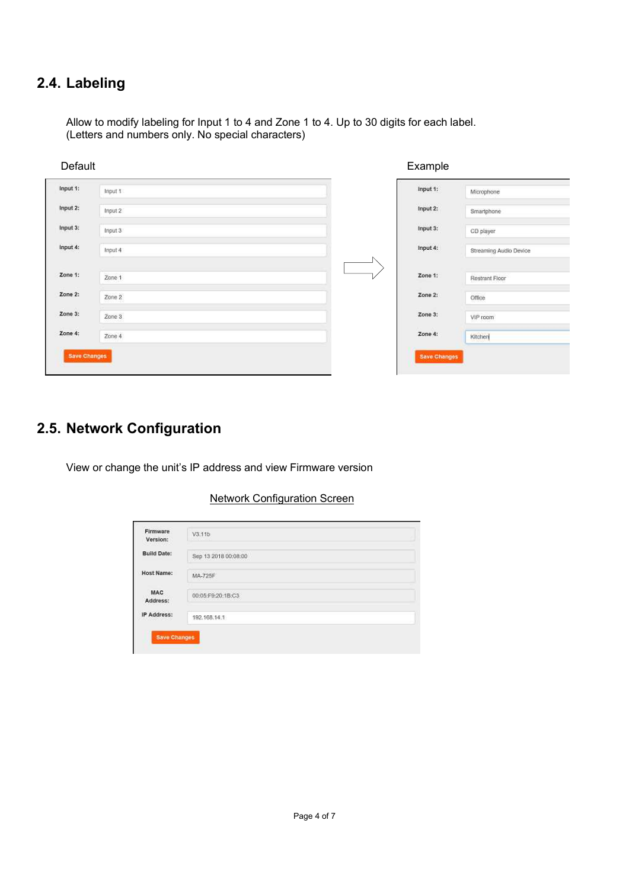## 2.4. Labeling

Allow to modify labeling for Input 1 to 4 and Zone 1 to 4. Up to 30 digits for each label.
(Letters and numbers only. No special characters)

Default

| | |
|---|---|
| Input 1: | Input 1 |
| Input 2: | Input 2 |
| Input 3: | Input 3 |
| Input 4: | Input 4 |
| Zone 1: | Zone 1 |
| Zone 2: | Zone 2 |
| Zone 3: | Zone 3 |
| Zone 4: | Zone 4 |

Save Changes

Example

| | |
|---|---|
| Input 1: | Microphone |
| Input 2: | Smartphone |
| Input 3: | CD player |
| Input 4: | Streaming Audio Device |
| Zone 1: | Restrant Floor |
| Zone 2: | Office |
| Zone 3: | VIP room |
| Zone 4: | Kitchen |

Save Changes

## 2.5. Network Configuration

View or change the unit's IP address and view Firmware version

<u>Network Configuration Screen</u>

| | |
|---|---|
| Firmware Version: | V3.11b |
| Build Date: | Sep 13 2018 00:08:00 |
| Host Name: | MA-725F |
| MAC Address: | 00:05:F9:20:1B:C3 |
| IP Address: | 192.168.14.1 |

Save Changes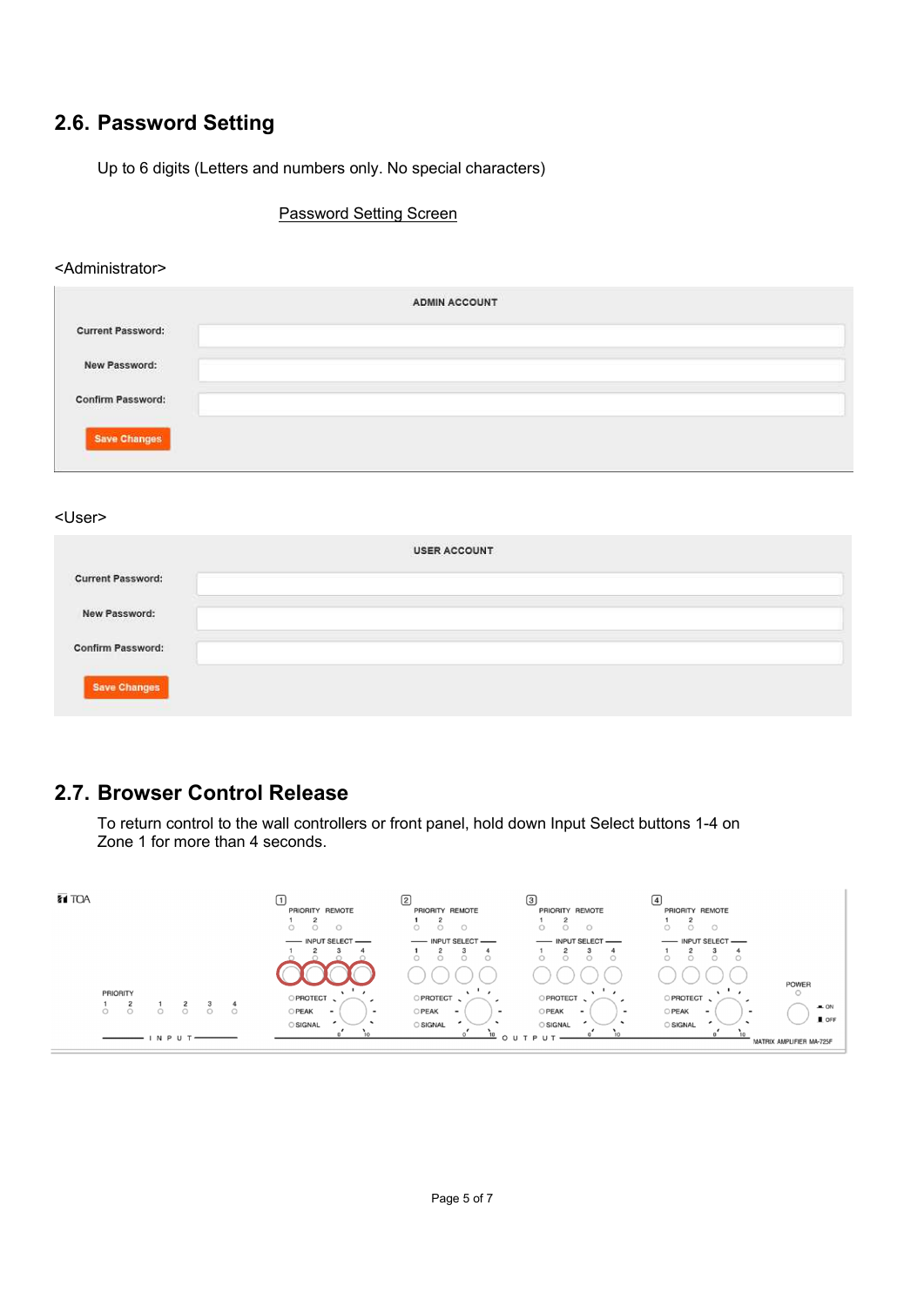## 2.6. Password Setting

Up to 6 digits (Letters and numbers only. No special characters)

Password Setting Screen

<Administrator>

ADMIN ACCOUNT

Current Password:

New Password:

Confirm Password:

Save Changes

<User>

USER ACCOUNT

Current Password:

New Password:

Confirm Password:

Save Changes

## 2.7. Browser Control Release

To return control to the wall controllers or front panel, hold down Input Select buttons 1-4 on Zone 1 for more than 4 seconds.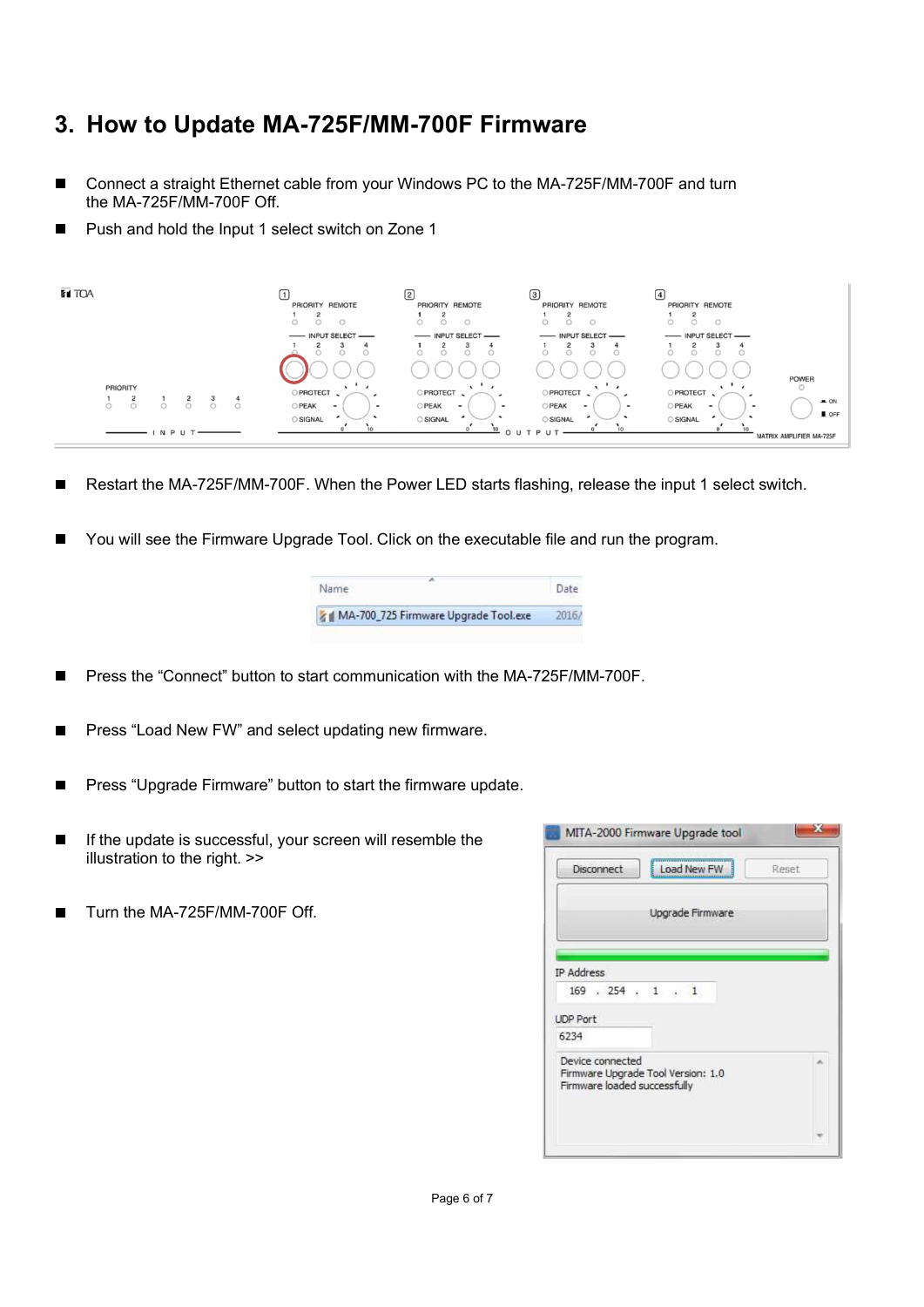# 3. How to Update MA-725F/MM-700F Firmware

- Connect a straight Ethernet cable from your Windows PC to the MA-725F/MM-700F and turn the MA-725F/MM-700F Off.
- Push and hold the Input 1 select switch on Zone 1

- Restart the MA-725F/MM-700F. When the Power LED starts flashing, release the input 1 select switch.

- You will see the Firmware Upgrade Tool. Click on the executable file and run the program.

- Press the “Connect” button to start communication with the MA-725F/MM-700F.

- Press “Load New FW” and select updating new firmware.

- Press “Upgrade Firmware” button to start the firmware update.

- If the update is successful, your screen will resemble the illustration to the right. >>

- Turn the MA-725F/MM-700F Off.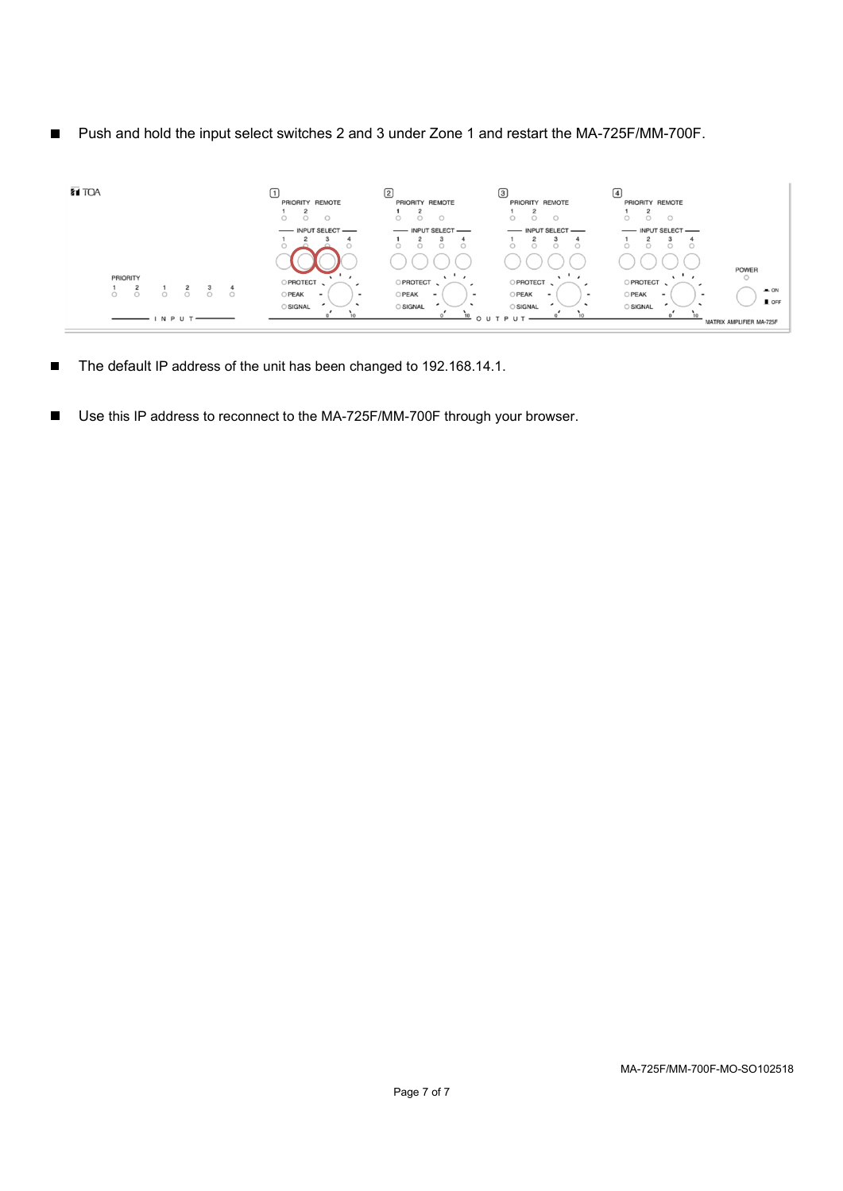- Push and hold the input select switches 2 and 3 under Zone 1 and restart the MA-725F/MM-700F.

- The default IP address of the unit has been changed to 192.168.14.1.

- Use this IP address to reconnect to the MA-725F/MM-700F through your browser.